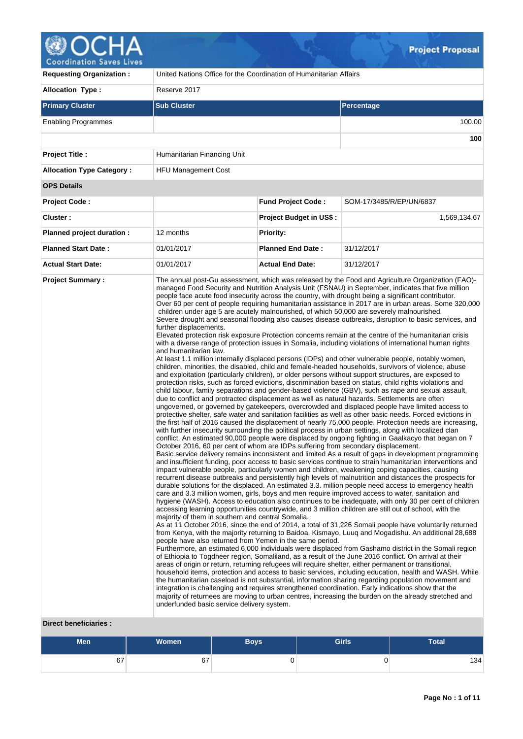# Project Proposal

| | | | |
|---|---|---|---|
| **Requesting Organization :** | United Nations Office for the Coordination of Humanitarian Affairs | | |
| **Allocation Type :** | Reserve 2017 | | |

| Primary Cluster | Sub Cluster | Percentage |
|---|---|---|
| Enabling Programmes | | 100.00 |
| | | **100** |

| | | | |
|---|---|---|---|
| **Project Title :** | Humanitarian Financing Unit | | |
| **Allocation Type Category :** | HFU Management Cost | | |
| **OPS Details** | | | |
| **Project Code :** | | **Fund Project Code :** | SOM-17/3485/R/EP/UN/6837 |
| **Cluster :** | | **Project Budget in US$ :** | 1,569,134.67 |
| **Planned project duration :** | 12 months | **Priority:** | |
| **Planned Start Date :** | 01/01/2017 | **Planned End Date :** | 31/12/2017 |
| **Actual Start Date:** | 01/01/2017 | **Actual End Date:** | 31/12/2017 |

**Project Summary :**

The annual post-Gu assessment, which was released by the Food and Agriculture Organization (FAO)-managed Food Security and Nutrition Analysis Unit (FSNAU) in September, indicates that five million people face acute food insecurity across the country, with drought being a significant contributor.
Over 60 per cent of people requiring humanitarian assistance in 2017 are in urban areas. Some 320,000 children under age 5 are acutely malnourished, of which 50,000 are severely malnourished.
Severe drought and seasonal flooding also causes disease outbreaks, disruption to basic services, and further displacements.
Elevated protection risk exposure Protection concerns remain at the centre of the humanitarian crisis with a diverse range of protection issues in Somalia, including violations of international human rights and humanitarian law.
At least 1.1 million internally displaced persons (IDPs) and other vulnerable people, notably women, children, minorities, the disabled, child and female-headed households, survivors of violence, abuse and exploitation (particularly children), or older persons without support structures, are exposed to protection risks, such as forced evictions, discrimination based on status, child rights violations and child labour, family separations and gender-based violence (GBV), such as rape and sexual assault, due to conflict and protracted displacement as well as natural hazards. Settlements are often ungoverned, or governed by gatekeepers, overcrowded and displaced people have limited access to protective shelter, safe water and sanitation facilities as well as other basic needs. Forced evictions in the first half of 2016 caused the displacement of nearly 75,000 people. Protection needs are increasing, with further insecurity surrounding the political process in urban settings, along with localized clan conflict. An estimated 90,000 people were displaced by ongoing fighting in Gaalkacyo that began on 7 October 2016, 60 per cent of whom are IDPs suffering from secondary displacement.
Basic service delivery remains inconsistent and limited As a result of gaps in development programming and insufficient funding, poor access to basic services continue to strain humanitarian interventions and impact vulnerable people, particularly women and children, weakening coping capacities, causing recurrent disease outbreaks and persistently high levels of malnutrition and distances the prospects for durable solutions for the displaced. An estimated 3.3. million people need access to emergency health care and 3.3 million women, girls, boys and men require improved access to water, sanitation and hygiene (WASH). Access to education also continues to be inadequate, with only 30 per cent of children accessing learning opportunities countrywide, and 3 million children are still out of school, with the majority of them in southern and central Somalia.
As at 11 October 2016, since the end of 2014, a total of 31,226 Somali people have voluntarily returned from Kenya, with the majority returning to Baidoa, Kismayo, Luuq and Mogadishu. An additional 28,688 people have also returned from Yemen in the same period.
Furthermore, an estimated 6,000 individuals were displaced from Gashamo district in the Somali region of Ethiopia to Togdheer region, Somaliland, as a result of the June 2016 conflict. On arrival at their areas of origin or return, returning refugees will require shelter, either permanent or transitional, household items, protection and access to basic services, including education, health and WASH. While the humanitarian caseload is not substantial, information sharing regarding population movement and integration is challenging and requires strengthened coordination. Early indications show that the majority of returnees are moving to urban centres, increasing the burden on the already stretched and underfunded basic service delivery system.

**Direct beneficiaries :**

| Men | Women | Boys | Girls | Total |
|---|---|---|---|---|
| 67 | 67 | 0 | 0 | 134 |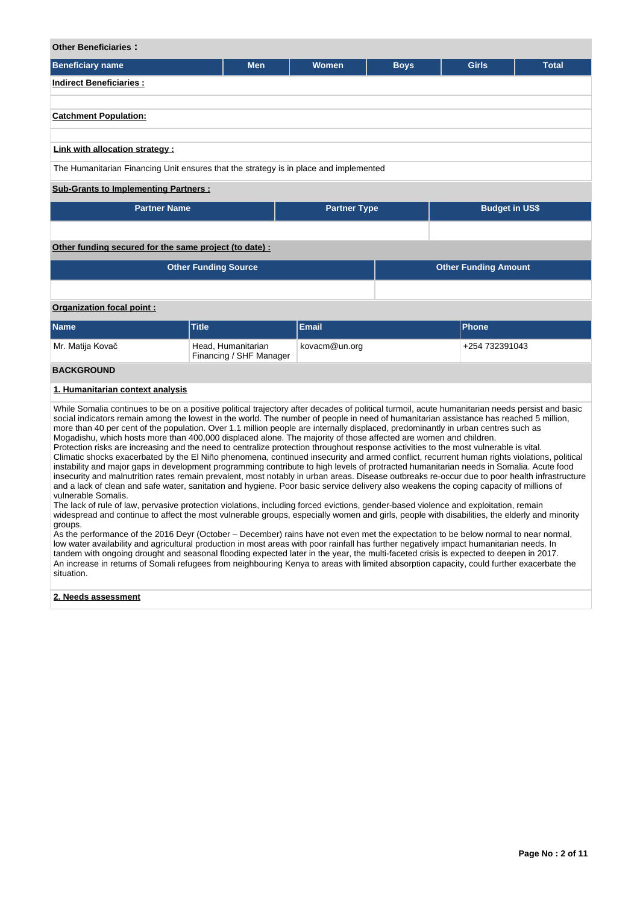**Other Beneficiaries :**

| Beneficiary name | Men | Women | Boys | Girls | Total |
|---|---|---|---|---|---|

**Indirect Beneficiaries :**

**Catchment Population:**

**Link with allocation strategy :**

The Humanitarian Financing Unit ensures that the strategy is in place and implemented

**Sub-Grants to Implementing Partners :**

| Partner Name | Partner Type | Budget in US$ |
|---|---|---|
| | | |

**Other funding secured for the same project (to date) :**

| Other Funding Source | Other Funding Amount |
|---|---|
| | |

**Organization focal point :**

| Name | Title | Email | Phone |
|---|---|---|---|
| Mr. Matija Kovač | Head, Humanitarian Financing / SHF Manager | kovacm@un.org | +254 732391043 |

## BACKGROUND

### 1. Humanitarian context analysis

While Somalia continues to be on a positive political trajectory after decades of political turmoil, acute humanitarian needs persist and basic social indicators remain among the lowest in the world. The number of people in need of humanitarian assistance has reached 5 million, more than 40 per cent of the population. Over 1.1 million people are internally displaced, predominantly in urban centres such as Mogadishu, which hosts more than 400,000 displaced alone. The majority of those affected are women and children.
Protection risks are increasing and the need to centralize protection throughout response activities to the most vulnerable is vital.
Climatic shocks exacerbated by the El Niño phenomena, continued insecurity and armed conflict, recurrent human rights violations, political instability and major gaps in development programming contribute to high levels of protracted humanitarian needs in Somalia. Acute food insecurity and malnutrition rates remain prevalent, most notably in urban areas. Disease outbreaks re-occur due to poor health infrastructure and a lack of clean and safe water, sanitation and hygiene. Poor basic service delivery also weakens the coping capacity of millions of vulnerable Somalis.
The lack of rule of law, pervasive protection violations, including forced evictions, gender-based violence and exploitation, remain widespread and continue to affect the most vulnerable groups, especially women and girls, people with disabilities, the elderly and minority groups.
As the performance of the 2016 Deyr (October – December) rains have not even met the expectation to be below normal to near normal, low water availability and agricultural production in most areas with poor rainfall has further negatively impact humanitarian needs. In tandem with ongoing drought and seasonal flooding expected later in the year, the multi-faceted crisis is expected to deepen in 2017.
An increase in returns of Somali refugees from neighbouring Kenya to areas with limited absorption capacity, could further exacerbate the situation.

### 2. Needs assessment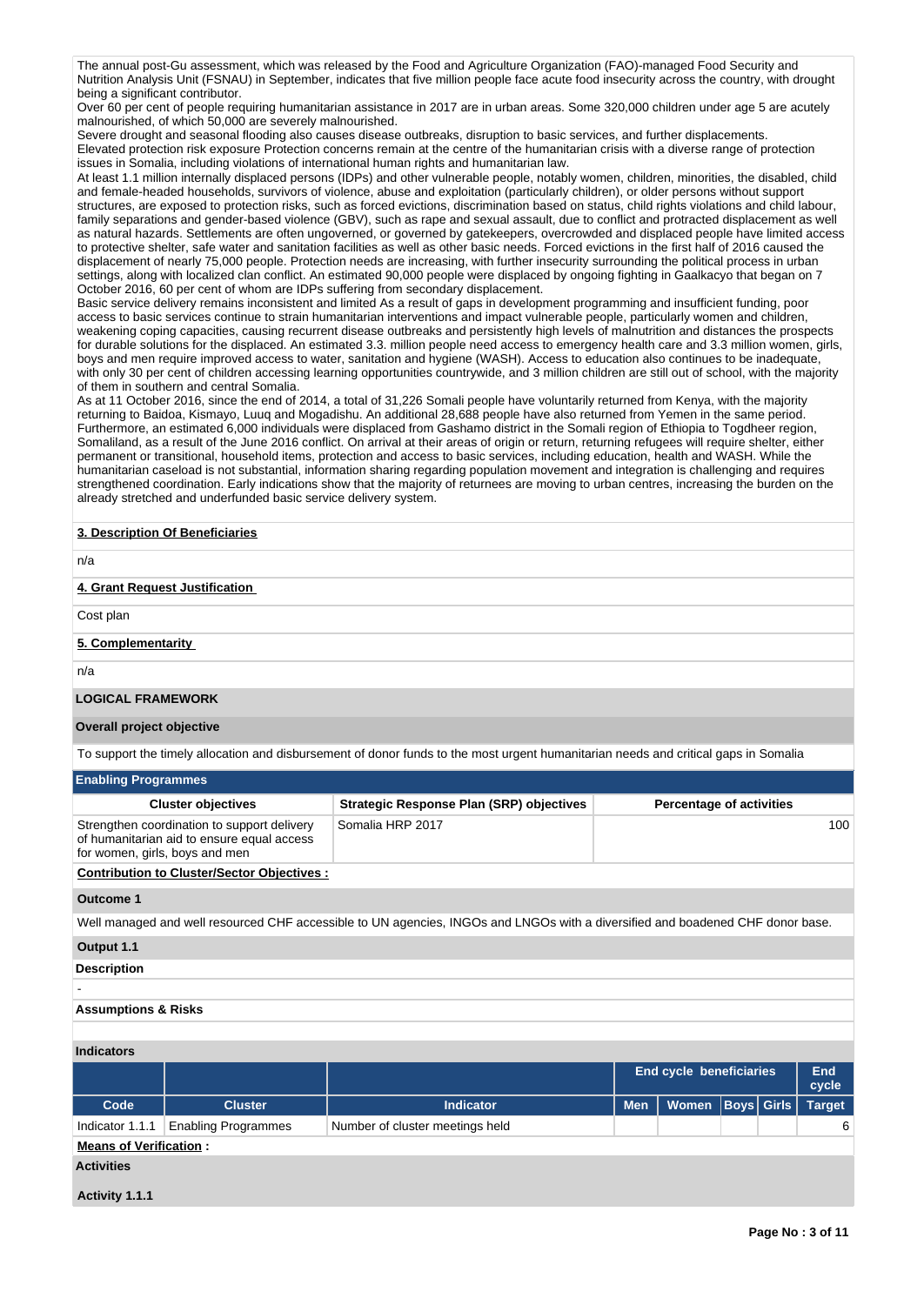The annual post-Gu assessment, which was released by the Food and Agriculture Organization (FAO)-managed Food Security and Nutrition Analysis Unit (FSNAU) in September, indicates that five million people face acute food insecurity across the country, with drought being a significant contributor.

Over 60 per cent of people requiring humanitarian assistance in 2017 are in urban areas. Some 320,000 children under age 5 are acutely malnourished, of which 50,000 are severely malnourished.

Severe drought and seasonal flooding also causes disease outbreaks, disruption to basic services, and further displacements.

Elevated protection risk exposure Protection concerns remain at the centre of the humanitarian crisis with a diverse range of protection issues in Somalia, including violations of international human rights and humanitarian law.

At least 1.1 million internally displaced persons (IDPs) and other vulnerable people, notably women, children, minorities, the disabled, child and female-headed households, survivors of violence, abuse and exploitation (particularly children), or older persons without support structures, are exposed to protection risks, such as forced evictions, discrimination based on status, child rights violations and child labour, family separations and gender-based violence (GBV), such as rape and sexual assault, due to conflict and protracted displacement as well as natural hazards. Settlements are often ungoverned, or governed by gatekeepers, overcrowded and displaced people have limited access to protective shelter, safe water and sanitation facilities as well as other basic needs. Forced evictions in the first half of 2016 caused the displacement of nearly 75,000 people. Protection needs are increasing, with further insecurity surrounding the political process in urban settings, along with localized clan conflict. An estimated 90,000 people were displaced by ongoing fighting in Gaalkacyo that began on 7 October 2016, 60 per cent of whom are IDPs suffering from secondary displacement.

Basic service delivery remains inconsistent and limited As a result of gaps in development programming and insufficient funding, poor access to basic services continue to strain humanitarian interventions and impact vulnerable people, particularly women and children, weakening coping capacities, causing recurrent disease outbreaks and persistently high levels of malnutrition and distances the prospects for durable solutions for the displaced. An estimated 3.3. million people need access to emergency health care and 3.3 million women, girls, boys and men require improved access to water, sanitation and hygiene (WASH). Access to education also continues to be inadequate, with only 30 per cent of children accessing learning opportunities countrywide, and 3 million children are still out of school, with the majority of them in southern and central Somalia.

As at 11 October 2016, since the end of 2014, a total of 31,226 Somali people have voluntarily returned from Kenya, with the majority returning to Baidoa, Kismayo, Luuq and Mogadishu. An additional 28,688 people have also returned from Yemen in the same period. Furthermore, an estimated 6,000 individuals were displaced from Gashamo district in the Somali region of Ethiopia to Togdheer region, Somaliland, as a result of the June 2016 conflict. On arrival at their areas of origin or return, returning refugees will require shelter, either permanent or transitional, household items, protection and access to basic services, including education, health and WASH. While the humanitarian caseload is not substantial, information sharing regarding population movement and integration is challenging and requires strengthened coordination. Early indications show that the majority of returnees are moving to urban centres, increasing the burden on the already stretched and underfunded basic service delivery system.

**3. Description Of Beneficiaries**

n/a

**4. Grant Request Justification**

Cost plan

**5. Complementarity**

n/a

## LOGICAL FRAMEWORK

**Overall project objective**

To support the timely allocation and disbursement of donor funds to the most urgent humanitarian needs and critical gaps in Somalia

**Enabling Programmes**

| Cluster objectives | Strategic Response Plan (SRP) objectives | Percentage of activities |
|---|---|---|
| Strengthen coordination to support delivery of humanitarian aid to ensure equal access for women, girls, boys and men | Somalia HRP 2017 | 100 |

**Contribution to Cluster/Sector Objectives :**

**Outcome 1**

Well managed and well resourced CHF accessible to UN agencies, INGOs and LNGOs with a diversified and boadened CHF donor base.

**Output 1.1**

**Description**

-

**Assumptions & Risks**

**Indicators**

| | | | End cycle beneficiaries | | | | End cycle |
|---|---|---|---|---|---|---|---|
| Code | Cluster | Indicator | Men | Women | Boys | Girls | Target |
| Indicator 1.1.1 | Enabling Programmes | Number of cluster meetings held | | | | | 6 |

**Means of Verification :**

**Activities**

**Activity 1.1.1**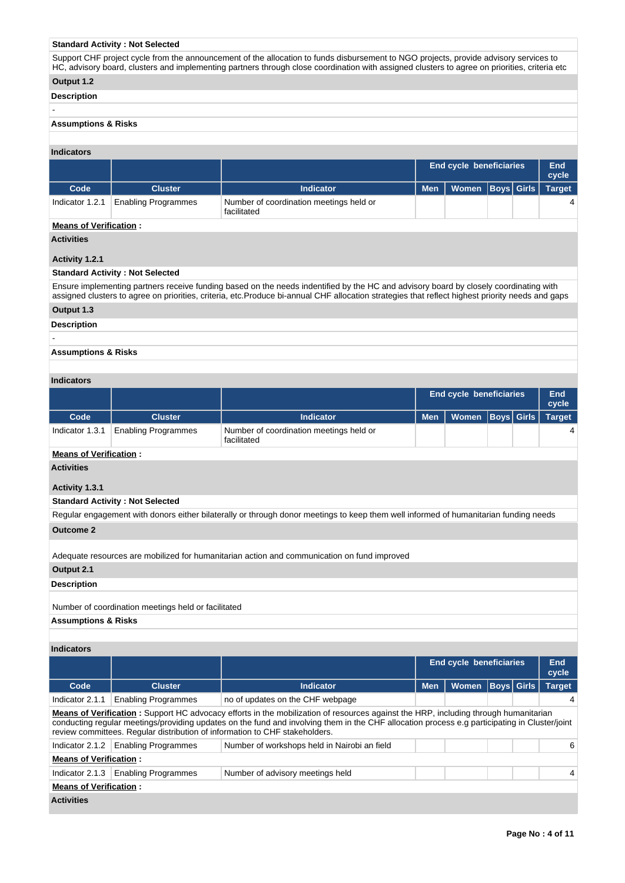**Standard Activity : Not Selected**

Support CHF project cycle from the announcement of the allocation to funds disbursement to NGO projects, provide advisory services to HC, advisory board, clusters and implementing partners through close coordination with assigned clusters to agree on priorities, criteria etc

**Output 1.2**

**Description**

-

**Assumptions & Risks**

**Indicators**

| | | | End cycle beneficiaries | | | | End cycle |
|---|---|---|---|---|---|---|---|
| **Code** | **Cluster** | **Indicator** | **Men** | **Women** | **Boys** | **Girls** | **Target** |
| Indicator 1.2.1 | Enabling Programmes | Number of coordination meetings held or facilitated | | | | | 4 |

**Means of Verification :**

**Activities**

**Activity 1.2.1**

**Standard Activity : Not Selected**

Ensure implementing partners receive funding based on the needs indentified by the HC and advisory board by closely coordinating with assigned clusters to agree on priorities, criteria, etc.Produce bi-annual CHF allocation strategies that reflect highest priority needs and gaps

**Output 1.3**

**Description**

-

**Assumptions & Risks**

**Indicators**

| | | | End cycle beneficiaries | | | | End cycle |
|---|---|---|---|---|---|---|---|
| **Code** | **Cluster** | **Indicator** | **Men** | **Women** | **Boys** | **Girls** | **Target** |
| Indicator 1.3.1 | Enabling Programmes | Number of coordination meetings held or facilitated | | | | | 4 |

**Means of Verification :**

**Activities**

**Activity 1.3.1**

**Standard Activity : Not Selected**

Regular engagement with donors either bilaterally or through donor meetings to keep them well informed of humanitarian funding needs

**Outcome 2**

Adequate resources are mobilized for humanitarian action and communication on fund improved

**Output 2.1**

**Description**

Number of coordination meetings held or facilitated

**Assumptions & Risks**

**Indicators**

| | | | End cycle beneficiaries | | | | End cycle |
|---|---|---|---|---|---|---|---|
| **Code** | **Cluster** | **Indicator** | **Men** | **Women** | **Boys** | **Girls** | **Target** |
| Indicator 2.1.1 | Enabling Programmes | no of updates on the CHF webpage | | | | | 4 |

**Means of Verification :** Support HC advocacy efforts in the mobilization of resources against the HRP, including through humanitarian conducting regular meetings/providing updates on the fund and involving them in the CHF allocation process e.g participating in Cluster/joint review committees. Regular distribution of information to CHF stakeholders.

| | | | | | | | |
|---|---|---|---|---|---|---|---|
| Indicator 2.1.2 | Enabling Programmes | Number of workshops held in Nairobi an field | | | | | 6 |

**Means of Verification :**

| | | | | | | | |
|---|---|---|---|---|---|---|---|
| Indicator 2.1.3 | Enabling Programmes | Number of advisory meetings held | | | | | 4 |

**Means of Verification :**

**Activities**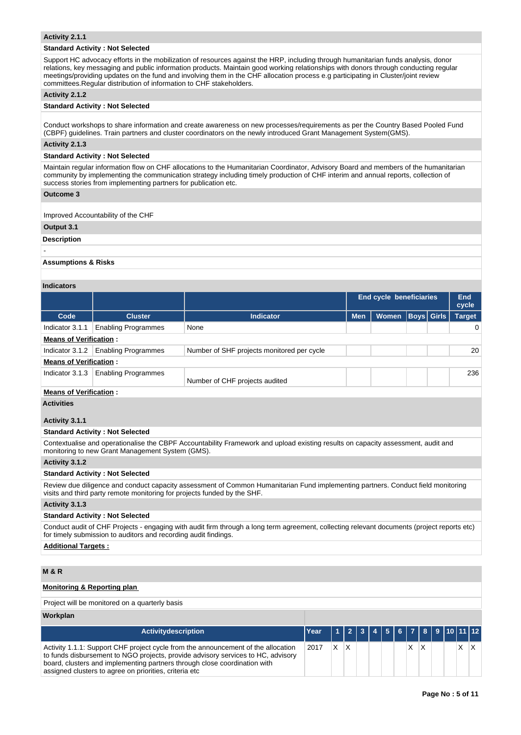**Activity 2.1.1**

**Standard Activity : Not Selected**

Support HC advocacy efforts in the mobilization of resources against the HRP, including through humanitarian funds analysis, donor relations, key messaging and public information products. Maintain good working relationships with donors through conducting regular meetings/providing updates on the fund and involving them in the CHF allocation process e.g participating in Cluster/joint review committees.Regular distribution of information to CHF stakeholders.

**Activity 2.1.2**

**Standard Activity : Not Selected**

Conduct workshops to share information and create awareness on new processes/requirements as per the Country Based Pooled Fund (CBPF) guidelines. Train partners and cluster coordinators on the newly introduced Grant Management System(GMS).

**Activity 2.1.3**

**Standard Activity : Not Selected**

Maintain regular information flow on CHF allocations to the Humanitarian Coordinator, Advisory Board and members of the humanitarian community by implementing the communication strategy including timely production of CHF interim and annual reports, collection of success stories from implementing partners for publication etc.

**Outcome 3**

Improved Accountability of the CHF

**Output 3.1**

**Description**

-

**Assumptions & Risks**

**Indicators**

| | | | End cycle beneficiaries | | | | End cycle |
|---|---|---|---|---|---|---|---|
| **Code** | **Cluster** | **Indicator** | **Men** | **Women** | **Boys** | **Girls** | **Target** |
| Indicator 3.1.1 | Enabling Programmes | None | | | | | 0 |
| **Means of Verification :** | | | | | | | |
| Indicator 3.1.2 | Enabling Programmes | Number of SHF projects monitored per cycle | | | | | 20 |
| **Means of Verification :** | | | | | | | |
| Indicator 3.1.3 | Enabling Programmes | Number of CHF projects audited | | | | | 236 |
| **Means of Verification :** | | | | | | | |

**Activities**

**Activity 3.1.1**

**Standard Activity : Not Selected**

Contextualise and operationalise the CBPF Accountability Framework and upload existing results on capacity assessment, audit and monitoring to new Grant Management System (GMS).

**Activity 3.1.2**

**Standard Activity : Not Selected**

Review due diligence and conduct capacity assessment of Common Humanitarian Fund implementing partners. Conduct field monitoring visits and third party remote monitoring for projects funded by the SHF.

**Activity 3.1.3**

**Standard Activity : Not Selected**

Conduct audit of CHF Projects - engaging with audit firm through a long term agreement, collecting relevant documents (project reports etc) for timely submission to auditors and recording audit findings.

**Additional Targets :**

**M & R**

**Monitoring & Reporting plan**

Project will be monitored on a quarterly basis

**Workplan**

| Activitydescription | Year | 1 | 2 | 3 | 4 | 5 | 6 | 7 | 8 | 9 | 10 | 11 | 12 |
|---|---|---|---|---|---|---|---|---|---|---|---|---|---|
| Activity 1.1.1: Support CHF project cycle from the announcement of the allocation to funds disbursement to NGO projects, provide advisory services to HC, advisory board, clusters and implementing partners through close coordination with assigned clusters to agree on priorities, criteria etc | 2017 | X | X | | | | | X | X | | | X | X |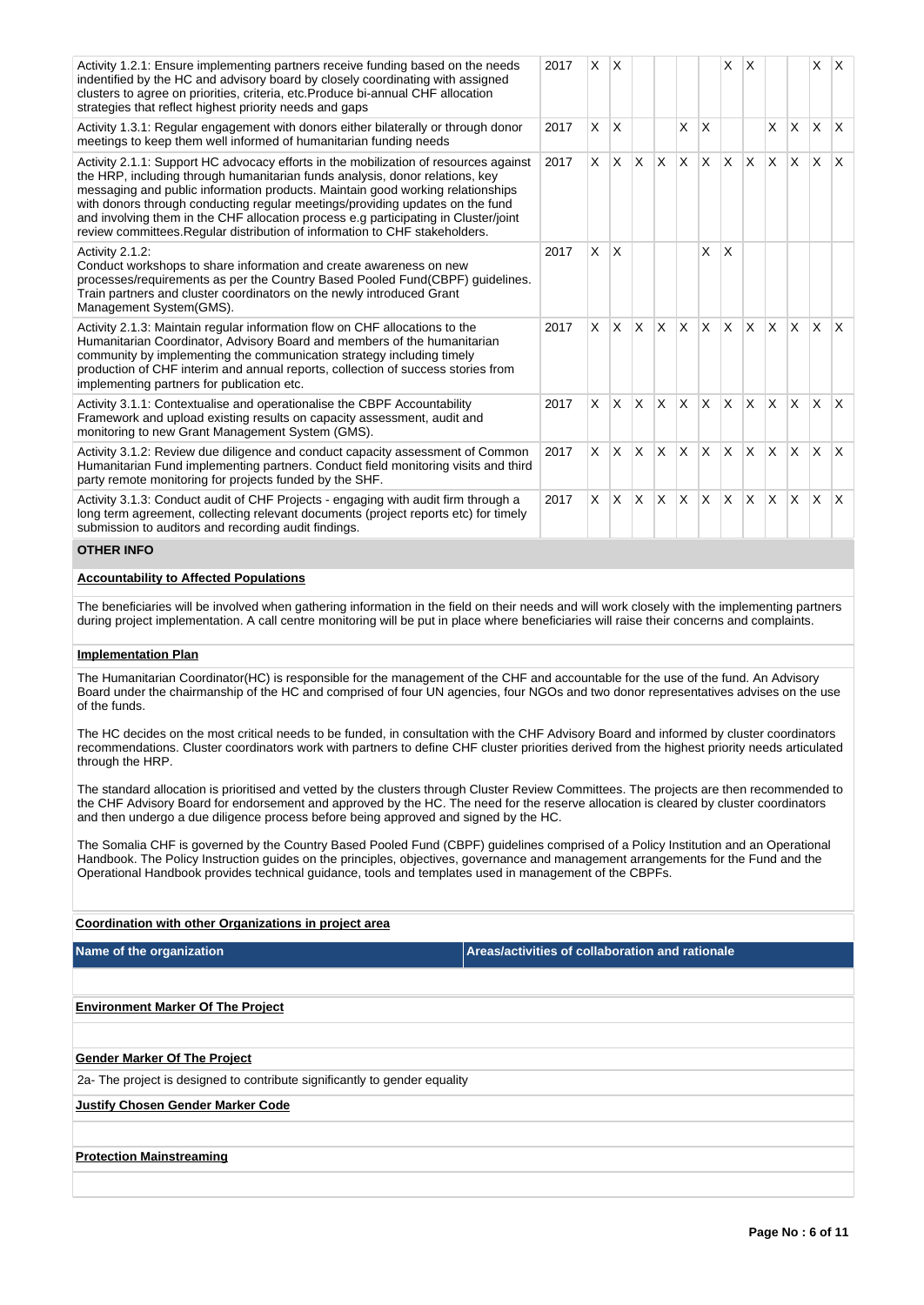| | | | | | | | | | | | | | |
|---|---|---|---|---|---|---|---|---|---|---|---|---|---|
| Activity 1.2.1: Ensure implementing partners receive funding based on the needs indentified by the HC and advisory board by closely coordinating with assigned clusters to agree on priorities, criteria, etc.Produce bi-annual CHF allocation strategies that reflect highest priority needs and gaps | 2017 | X | X | | | | | X | X | | | X | X |
| Activity 1.3.1: Regular engagement with donors either bilaterally or through donor meetings to keep them well informed of humanitarian funding needs | 2017 | X | X | | | X | X | | | X | X | X | X |
| Activity 2.1.1: Support HC advocacy efforts in the mobilization of resources against the HRP, including through humanitarian funds analysis, donor relations, key messaging and public information products. Maintain good working relationships with donors through conducting regular meetings/providing updates on the fund and involving them in the CHF allocation process e.g participating in Cluster/joint review committees.Regular distribution of information to CHF stakeholders. | 2017 | X | X | X | X | X | X | X | X | X | X | X | X |
| Activity 2.1.2: Conduct workshops to share information and create awareness on new processes/requirements as per the Country Based Pooled Fund(CBPF) guidelines. Train partners and cluster coordinators on the newly introduced Grant Management System(GMS). | 2017 | X | X | | | | X | X | | | | | |
| Activity 2.1.3: Maintain regular information flow on CHF allocations to the Humanitarian Coordinator, Advisory Board and members of the humanitarian community by implementing the communication strategy including timely production of CHF interim and annual reports, collection of success stories from implementing partners for publication etc. | 2017 | X | X | X | X | X | X | X | X | X | X | X | X |
| Activity 3.1.1: Contextualise and operationalise the CBPF Accountability Framework and upload existing results on capacity assessment, audit and monitoring to new Grant Management System (GMS). | 2017 | X | X | X | X | X | X | X | X | X | X | X | X |
| Activity 3.1.2: Review due diligence and conduct capacity assessment of Common Humanitarian Fund implementing partners. Conduct field monitoring visits and third party remote monitoring for projects funded by the SHF. | 2017 | X | X | X | X | X | X | X | X | X | X | X | X |
| Activity 3.1.3: Conduct audit of CHF Projects - engaging with audit firm through a long term agreement, collecting relevant documents (project reports etc) for timely submission to auditors and recording audit findings. | 2017 | X | X | X | X | X | X | X | X | X | X | X | X |

## OTHER INFO

**Accountability to Affected Populations**

The beneficiaries will be involved when gathering information in the field on their needs and will work closely with the implementing partners during project implementation. A call centre monitoring will be put in place where beneficiaries will raise their concerns and complaints.

**Implementation Plan**

The Humanitarian Coordinator(HC) is responsible for the management of the CHF and accountable for the use of the fund. An Advisory Board under the chairmanship of the HC and comprised of four UN agencies, four NGOs and two donor representatives advises on the use of the funds.

The HC decides on the most critical needs to be funded, in consultation with the CHF Advisory Board and informed by cluster coordinators recommendations. Cluster coordinators work with partners to define CHF cluster priorities derived from the highest priority needs articulated through the HRP.

The standard allocation is prioritised and vetted by the clusters through Cluster Review Committees. The projects are then recommended to the CHF Advisory Board for endorsement and approved by the HC. The need for the reserve allocation is cleared by cluster coordinators and then undergo a due diligence process before being approved and signed by the HC.

The Somalia CHF is governed by the Country Based Pooled Fund (CBPF) guidelines comprised of a Policy Institution and an Operational Handbook. The Policy Instruction guides on the principles, objectives, governance and management arrangements for the Fund and the Operational Handbook provides technical guidance, tools and templates used in management of the CBPFs.

**Coordination with other Organizations in project area**

| Name of the organization | Areas/activities of collaboration and rationale |
|---|---|
| | |

**Environment Marker Of The Project**

**Gender Marker Of The Project**

2a- The project is designed to contribute significantly to gender equality

**Justify Chosen Gender Marker Code**

**Protection Mainstreaming**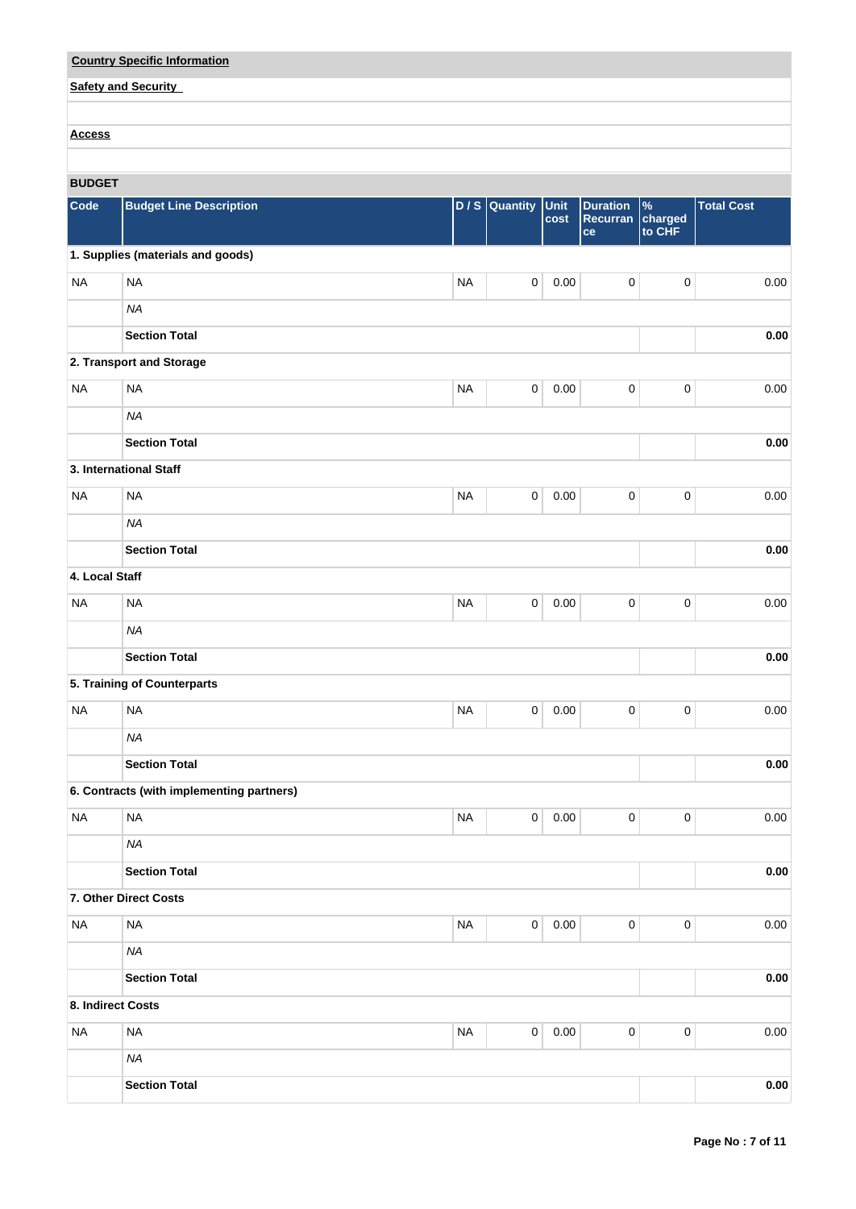**Country Specific Information**

**Safety and Security**

**Access**

**BUDGET**

| Code | Budget Line Description | D / S | Quantity | Unit cost | Duration Recurrance | % charged to CHF | Total Cost |
|---|---|---|---|---|---|---|---|
| **1. Supplies (materials and goods)** | | | | | | | |
| NA | NA | NA | 0 | 0.00 | 0 | 0 | 0.00 |
| | *NA* | | | | | | |
| | **Section Total** | | | | | | **0.00** |
| **2. Transport and Storage** | | | | | | | |
| NA | NA | NA | 0 | 0.00 | 0 | 0 | 0.00 |
| | *NA* | | | | | | |
| | **Section Total** | | | | | | **0.00** |
| **3. International Staff** | | | | | | | |
| NA | NA | NA | 0 | 0.00 | 0 | 0 | 0.00 |
| | *NA* | | | | | | |
| | **Section Total** | | | | | | **0.00** |
| **4. Local Staff** | | | | | | | |
| NA | NA | NA | 0 | 0.00 | 0 | 0 | 0.00 |
| | *NA* | | | | | | |
| | **Section Total** | | | | | | **0.00** |
| **5. Training of Counterparts** | | | | | | | |
| NA | NA | NA | 0 | 0.00 | 0 | 0 | 0.00 |
| | *NA* | | | | | | |
| | **Section Total** | | | | | | **0.00** |
| **6. Contracts (with implementing partners)** | | | | | | | |
| NA | NA | NA | 0 | 0.00 | 0 | 0 | 0.00 |
| | *NA* | | | | | | |
| | **Section Total** | | | | | | **0.00** |
| **7. Other Direct Costs** | | | | | | | |
| NA | NA | NA | 0 | 0.00 | 0 | 0 | 0.00 |
| | *NA* | | | | | | |
| | **Section Total** | | | | | | **0.00** |
| **8. Indirect Costs** | | | | | | | |
| NA | NA | NA | 0 | 0.00 | 0 | 0 | 0.00 |
| | *NA* | | | | | | |
| | **Section Total** | | | | | | **0.00** |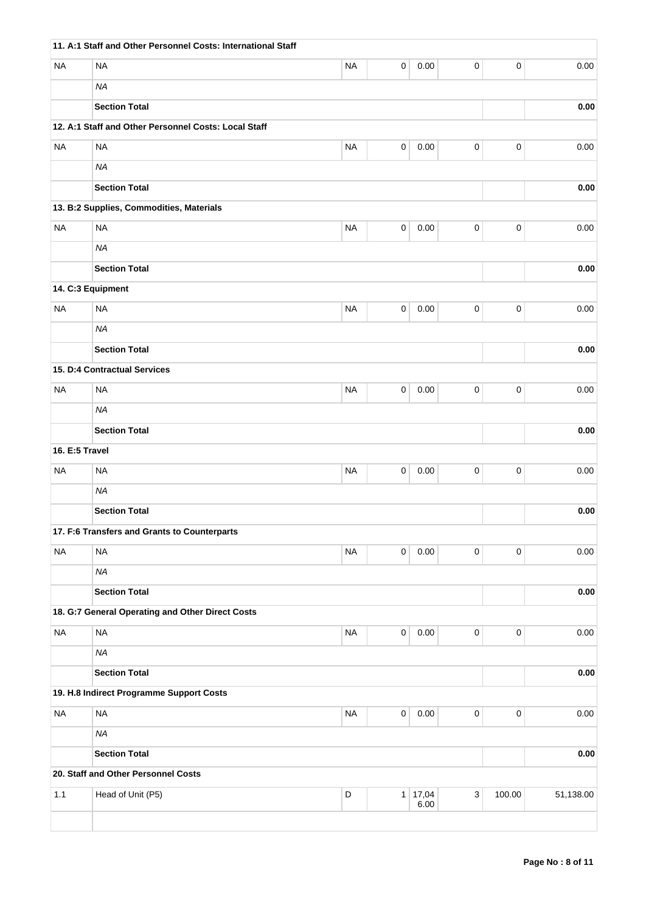| | | | | | | | |
|---|---|---|---|---|---|---|---|
| **11. A:1 Staff and Other Personnel Costs: International Staff** | | | | | | | |
| NA | NA | NA | 0 | 0.00 | 0 | 0 | 0.00 |
| | *NA* | | | | | | |
| | **Section Total** | | | | | | **0.00** |
| **12. A:1 Staff and Other Personnel Costs: Local Staff** | | | | | | | |
| NA | NA | NA | 0 | 0.00 | 0 | 0 | 0.00 |
| | *NA* | | | | | | |
| | **Section Total** | | | | | | **0.00** |
| **13. B:2 Supplies, Commodities, Materials** | | | | | | | |
| NA | NA | NA | 0 | 0.00 | 0 | 0 | 0.00 |
| | *NA* | | | | | | |
| | **Section Total** | | | | | | **0.00** |
| **14. C:3 Equipment** | | | | | | | |
| NA | NA | NA | 0 | 0.00 | 0 | 0 | 0.00 |
| | *NA* | | | | | | |
| | **Section Total** | | | | | | **0.00** |
| **15. D:4 Contractual Services** | | | | | | | |
| NA | NA | NA | 0 | 0.00 | 0 | 0 | 0.00 |
| | *NA* | | | | | | |
| | **Section Total** | | | | | | **0.00** |
| **16. E:5 Travel** | | | | | | | |
| NA | NA | NA | 0 | 0.00 | 0 | 0 | 0.00 |
| | *NA* | | | | | | |
| | **Section Total** | | | | | | **0.00** |
| **17. F:6 Transfers and Grants to Counterparts** | | | | | | | |
| NA | NA | NA | 0 | 0.00 | 0 | 0 | 0.00 |
| | *NA* | | | | | | |
| | **Section Total** | | | | | | **0.00** |
| **18. G:7 General Operating and Other Direct Costs** | | | | | | | |
| NA | NA | NA | 0 | 0.00 | 0 | 0 | 0.00 |
| | *NA* | | | | | | |
| | **Section Total** | | | | | | **0.00** |
| **19. H.8 Indirect Programme Support Costs** | | | | | | | |
| NA | NA | NA | 0 | 0.00 | 0 | 0 | 0.00 |
| | *NA* | | | | | | |
| | **Section Total** | | | | | | **0.00** |
| **20. Staff and Other Personnel Costs** | | | | | | | |
| 1.1 | Head of Unit (P5) | D | 1 | 17,046.00 | 3 | 100.00 | 51,138.00 |
| | | | | | | | |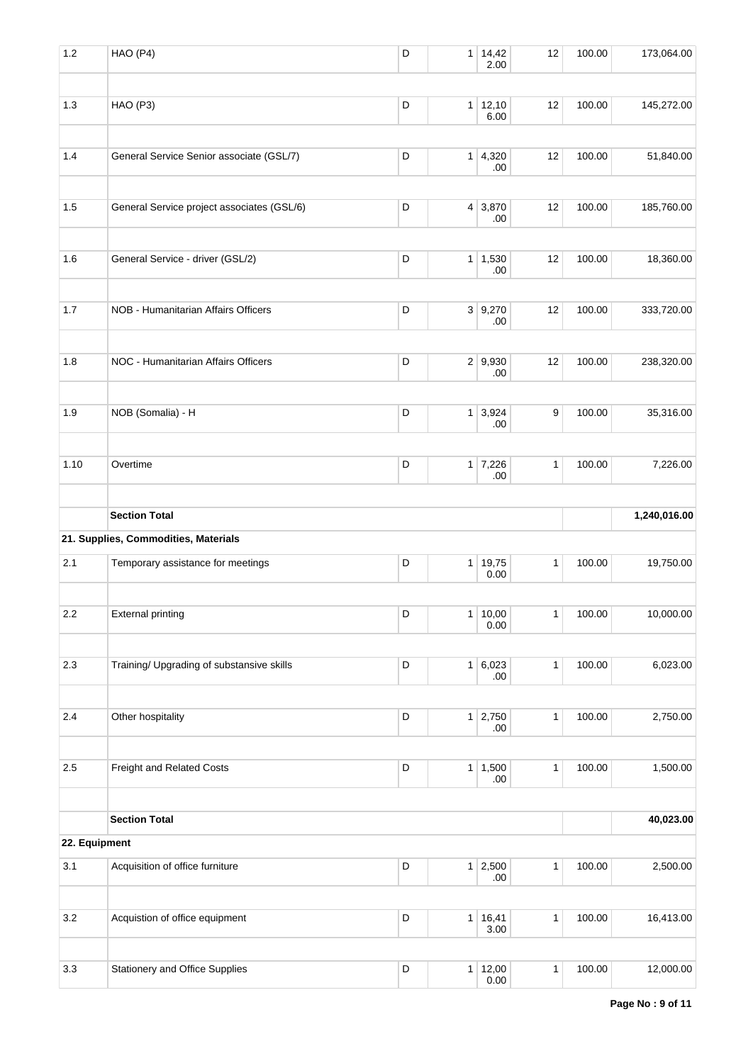| | | | | | | | |
|---|---|---|---|---|---|---|---|
| 1.2 | HAO (P4) | D | 1 | 14,422.00 | 12 | 100.00 | 173,064.00 |
| | | | | | | | |
| 1.3 | HAO (P3) | D | 1 | 12,106.00 | 12 | 100.00 | 145,272.00 |
| | | | | | | | |
| 1.4 | General Service Senior associate (GSL/7) | D | 1 | 4,320.00 | 12 | 100.00 | 51,840.00 |
| | | | | | | | |
| 1.5 | General Service project associates (GSL/6) | D | 4 | 3,870.00 | 12 | 100.00 | 185,760.00 |
| | | | | | | | |
| 1.6 | General Service - driver (GSL/2) | D | 1 | 1,530.00 | 12 | 100.00 | 18,360.00 |
| | | | | | | | |
| 1.7 | NOB - Humanitarian Affairs Officers | D | 3 | 9,270.00 | 12 | 100.00 | 333,720.00 |
| | | | | | | | |
| 1.8 | NOC - Humanitarian Affairs Officers | D | 2 | 9,930.00 | 12 | 100.00 | 238,320.00 |
| | | | | | | | |
| 1.9 | NOB (Somalia) - H | D | 1 | 3,924.00 | 9 | 100.00 | 35,316.00 |
| | | | | | | | |
| 1.10 | Overtime | D | 1 | 7,226.00 | 1 | 100.00 | 7,226.00 |
| | | | | | | | |
| | **Section Total** | | | | | | **1,240,016.00** |
| **21. Supplies, Commodities, Materials** | | | | | | | |
| 2.1 | Temporary assistance for meetings | D | 1 | 19,750.00 | 1 | 100.00 | 19,750.00 |
| | | | | | | | |
| 2.2 | External printing | D | 1 | 10,000.00 | 1 | 100.00 | 10,000.00 |
| | | | | | | | |
| 2.3 | Training/ Upgrading of substansive skills | D | 1 | 6,023.00 | 1 | 100.00 | 6,023.00 |
| | | | | | | | |
| 2.4 | Other hospitality | D | 1 | 2,750.00 | 1 | 100.00 | 2,750.00 |
| | | | | | | | |
| 2.5 | Freight and Related Costs | D | 1 | 1,500.00 | 1 | 100.00 | 1,500.00 |
| | | | | | | | |
| | **Section Total** | | | | | | **40,023.00** |
| **22. Equipment** | | | | | | | |
| 3.1 | Acquisition of office furniture | D | 1 | 2,500.00 | 1 | 100.00 | 2,500.00 |
| | | | | | | | |
| 3.2 | Acquistion of office equipment | D | 1 | 16,413.00 | 1 | 100.00 | 16,413.00 |
| | | | | | | | |
| 3.3 | Stationery and Office Supplies | D | 1 | 12,000.00 | 1 | 100.00 | 12,000.00 |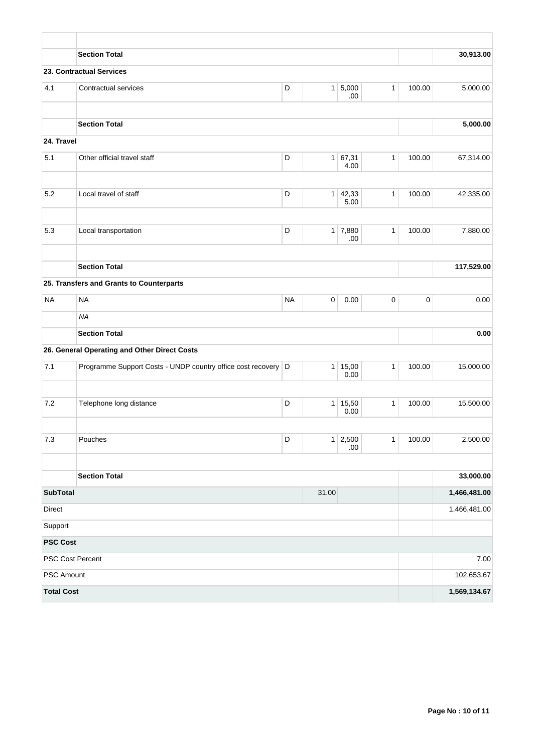| | | | | | | | |
|---|---|---|---|---|---|---|---|
| | **Section Total** | | | | | | **30,913.00** |
| **23. Contractual Services** | | | | | | | |
| 4.1 | Contractual services | D | 1 | 5,000.00 | 1 | 100.00 | 5,000.00 |
| | | | | | | | |
| | **Section Total** | | | | | | **5,000.00** |
| **24. Travel** | | | | | | | |
| 5.1 | Other official travel staff | D | 1 | 67,314.00 | 1 | 100.00 | 67,314.00 |
| | | | | | | | |
| 5.2 | Local travel of staff | D | 1 | 42,335.00 | 1 | 100.00 | 42,335.00 |
| | | | | | | | |
| 5.3 | Local transportation | D | 1 | 7,880.00 | 1 | 100.00 | 7,880.00 |
| | | | | | | | |
| | **Section Total** | | | | | | **117,529.00** |
| **25. Transfers and Grants to Counterparts** | | | | | | | |
| NA | NA | NA | 0 | 0.00 | 0 | 0 | 0.00 |
| | *NA* | | | | | | |
| | **Section Total** | | | | | | **0.00** |
| **26. General Operating and Other Direct Costs** | | | | | | | |
| 7.1 | Programme Support Costs - UNDP country office cost recovery | D | 1 | 15,000.00 | 1 | 100.00 | 15,000.00 |
| | | | | | | | |
| 7.2 | Telephone long distance | D | 1 | 15,500.00 | 1 | 100.00 | 15,500.00 |
| | | | | | | | |
| 7.3 | Pouches | D | 1 | 2,500.00 | 1 | 100.00 | 2,500.00 |
| | | | | | | | |
| | **Section Total** | | | | | | **33,000.00** |
| **SubTotal** | | | 31.00 | | | | **1,466,481.00** |
| Direct | | | | | | | 1,466,481.00 |
| Support | | | | | | | |
| **PSC Cost** | | | | | | | |
| PSC Cost Percent | | | | | | | 7.00 |
| PSC Amount | | | | | | | 102,653.67 |
| **Total Cost** | | | | | | | **1,569,134.67** |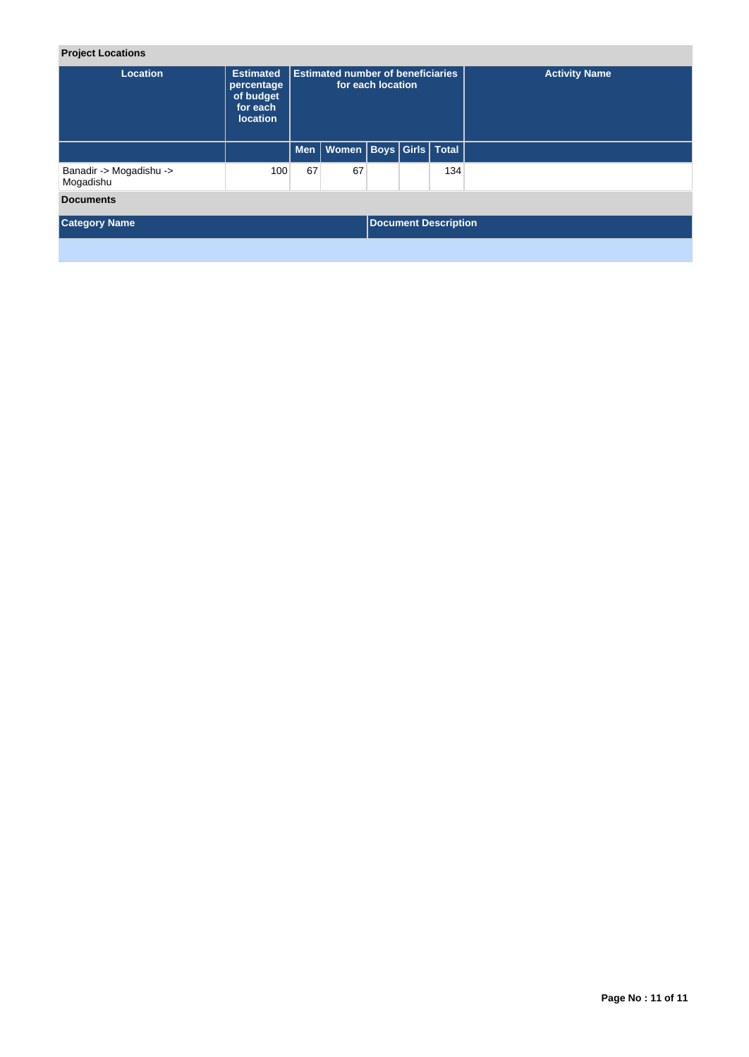### Project Locations

| Location | Estimated percentage of budget for each location | Estimated number of beneficiaries for each location | | | | | Activity Name |
|---|---|---|---|---|---|---|---|
| | | Men | Women | Boys | Girls | Total | |
| Banadir -> Mogadishu -> Mogadishu | 100 | 67 | 67 | | | 134 | |

### Documents

| Category Name | Document Description |
|---|---|
| | |